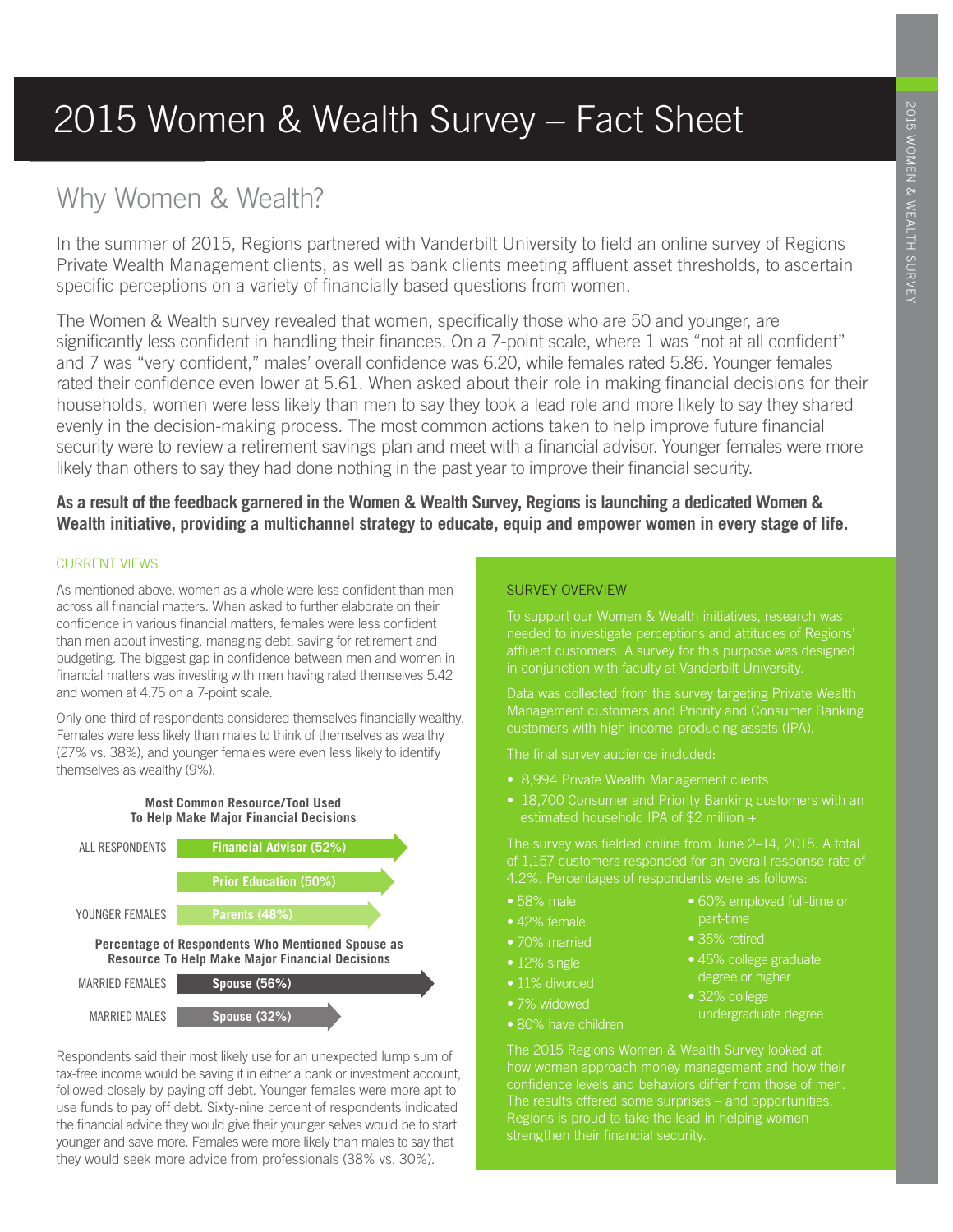# 2015 Women & Wealth Survey – Fact Sheet

## Why Women & Wealth?

In the summer of 2015, Regions partnered with Vanderbilt University to field an online survey of Regions Private Wealth Management clients, as well as bank clients meeting affluent asset thresholds, to ascertain specific perceptions on a variety of financially based questions from women.

The Women & Wealth survey revealed that women, specifically those who are 50 and younger, are significantly less confident in handling their finances. On a 7-point scale, where 1 was "not at all confident" and 7 was "very confident," males' overall confidence was 6.20, while females rated 5.86. Younger females rated their confidence even lower at 5.61. When asked about their role in making financial decisions for their households, women were less likely than men to say they took a lead role and more likely to say they shared evenly in the decision-making process. The most common actions taken to help improve future financial security were to review a retirement savings plan and meet with a financial advisor. Younger females were more likely than others to say they had done nothing in the past year to improve their financial security.

**As a result of the feedback garnered in the Women & Wealth Survey, Regions is launching a dedicated Women & Wealth initiative, providing a multichannel strategy to educate, equip and empower women in every stage of life.**

### CURRENT VIEWS

As mentioned above, women as a whole were less confident than men across all financial matters. When asked to further elaborate on their confidence in various financial matters, females were less confident than men about investing, managing debt, saving for retirement and budgeting. The biggest gap in confidence between men and women in financial matters was investing with men having rated themselves 5.42 and women at 4.75 on a 7-point scale.

Only one-third of respondents considered themselves financially wealthy. Females were less likely than males to think of themselves as wealthy (27% vs. 38%), and younger females were even less likely to identify themselves as wealthy (9%).

**Most Common Resource/Tool Used To Help Make Major Financial Decisions**

| | |
|---|---|
| ALL RESPONDENTS | Financial Advisor (52%) |
| | Prior Education (50%) |
| YOUNGER FEMALES | Parents (48%) |

**Percentage of Respondents Who Mentioned Spouse as Resource To Help Make Major Financial Decisions**

| | |
|---|---|
| MARRIED FEMALES | Spouse (56%) |
| MARRIED MALES | Spouse (32%) |

Respondents said their most likely use for an unexpected lump sum of tax-free income would be saving it in either a bank or investment account, followed closely by paying off debt. Younger females were more apt to use funds to pay off debt. Sixty-nine percent of respondents indicated the financial advice they would give their younger selves would be to start younger and save more. Females were more likely than males to say that they would seek more advice from professionals (38% vs. 30%).

### SURVEY OVERVIEW

To support our Women & Wealth initiatives, research was needed to investigate perceptions and attitudes of Regions' affluent customers. A survey for this purpose was designed in conjunction with faculty at Vanderbilt University.

Data was collected from the survey targeting Private Wealth Management customers and Priority and Consumer Banking customers with high income-producing assets (IPA).

The final survey audience included:

- 8,994 Private Wealth Management clients
- 18,700 Consumer and Priority Banking customers with an estimated household IPA of $2 million +

The survey was fielded online from June 2–14, 2015. A total of 1,157 customers responded for an overall response rate of 4.2%. Percentages of respondents were as follows:

- 58% male
- 42% female
- 70% married
- 12% single
- 11% divorced
- 7% widowed
- 80% have children
- 60% employed full-time or part-time
- 35% retired
- 45% college graduate degree or higher
- 32% college undergraduate degree

The 2015 Regions Women & Wealth Survey looked at how women approach money management and how their confidence levels and behaviors differ from those of men. The results offered some surprises – and opportunities. Regions is proud to take the lead in helping women strengthen their financial security.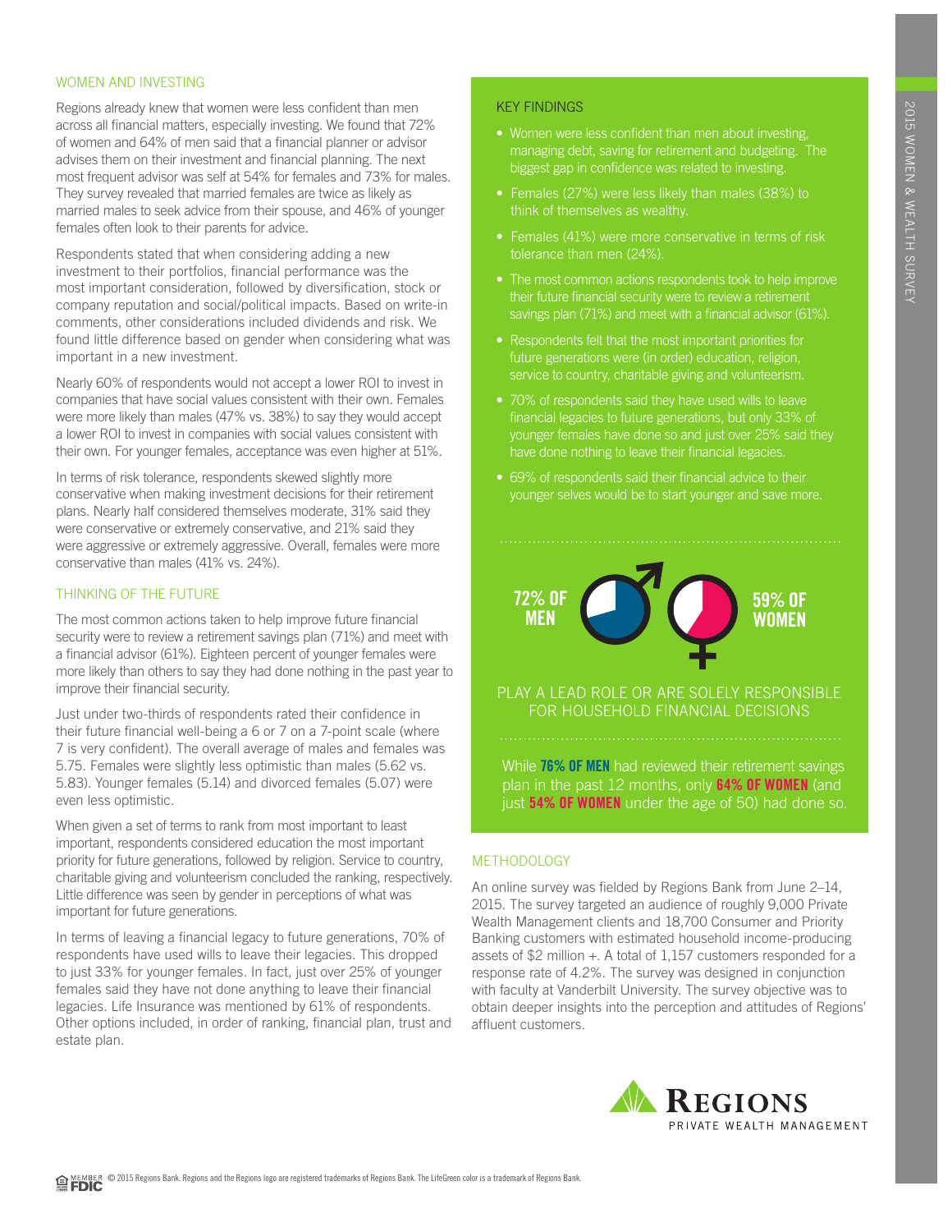## WOMEN AND INVESTING

Regions already knew that women were less confident than men across all financial matters, especially investing. We found that 72% of women and 64% of men said that a financial planner or advisor advises them on their investment and financial planning. The next most frequent advisor was self at 54% for females and 73% for males. They survey revealed that married females are twice as likely as married males to seek advice from their spouse, and 46% of younger females often look to their parents for advice.

Respondents stated that when considering adding a new investment to their portfolios, financial performance was the most important consideration, followed by diversification, stock or company reputation and social/political impacts. Based on write-in comments, other considerations included dividends and risk. We found little difference based on gender when considering what was important in a new investment.

Nearly 60% of respondents would not accept a lower ROI to invest in companies that have social values consistent with their own. Females were more likely than males (47% vs. 38%) to say they would accept a lower ROI to invest in companies with social values consistent with their own. For younger females, acceptance was even higher at 51%.

In terms of risk tolerance, respondents skewed slightly more conservative when making investment decisions for their retirement plans. Nearly half considered themselves moderate, 31% said they were conservative or extremely conservative, and 21% said they were aggressive or extremely aggressive. Overall, females were more conservative than males (41% vs. 24%).

## THINKING OF THE FUTURE

The most common actions taken to help improve future financial security were to review a retirement savings plan (71%) and meet with a financial advisor (61%). Eighteen percent of younger females were more likely than others to say they had done nothing in the past year to improve their financial security.

Just under two-thirds of respondents rated their confidence in their future financial well-being a 6 or 7 on a 7-point scale (where 7 is very confident). The overall average of males and females was 5.75. Females were slightly less optimistic than males (5.62 vs. 5.83). Younger females (5.14) and divorced females (5.07) were even less optimistic.

When given a set of terms to rank from most important to least important, respondents considered education the most important priority for future generations, followed by religion. Service to country, charitable giving and volunteerism concluded the ranking, respectively. Little difference was seen by gender in perceptions of what was important for future generations.

In terms of leaving a financial legacy to future generations, 70% of respondents have used wills to leave their legacies. This dropped to just 33% for younger females. In fact, just over 25% of younger females said they have not done anything to leave their financial legacies. Life Insurance was mentioned by 61% of respondents. Other options included, in order of ranking, financial plan, trust and estate plan.

## KEY FINDINGS

- Women were less confident than men about investing, managing debt, saving for retirement and budgeting. The biggest gap in confidence was related to investing.
- Females (27%) were less likely than males (38%) to think of themselves as wealthy.
- Females (41%) were more conservative in terms of risk tolerance than men (24%).
- The most common actions respondents took to help improve their future financial security were to review a retirement savings plan (71%) and meet with a financial advisor (61%).
- Respondents felt that the most important priorities for future generations were (in order) education, religion, service to country, charitable giving and volunteerism.
- 70% of respondents said they have used wills to leave financial legacies to future generations, but only 33% of younger females have done so and just over 25% said they have done nothing to leave their financial legacies.
- 69% of respondents said their financial advice to their younger selves would be to start younger and save more.

72% OF MEN

59% OF WOMEN

PLAY A LEAD ROLE OR ARE SOLELY RESPONSIBLE FOR HOUSEHOLD FINANCIAL DECISIONS

While **76% OF MEN** had reviewed their retirement savings plan in the past 12 months, only **64% OF WOMEN** (and just **54% OF WOMEN** under the age of 50) had done so.

## METHODOLOGY

An online survey was fielded by Regions Bank from June 2–14, 2015. The survey targeted an audience of roughly 9,000 Private Wealth Management clients and 18,700 Consumer and Priority Banking customers with estimated household income-producing assets of \$2 million +. A total of 1,157 customers responded for a response rate of 4.2%. The survey was designed in conjunction with faculty at Vanderbilt University. The survey objective was to obtain deeper insights into the perception and attitudes of Regions' affluent customers.

REGIONS PRIVATE WEALTH MANAGEMENT

MEMBER FDIC © 2015 Regions Bank. Regions and the Regions logo are registered trademarks of Regions Bank. The LifeGreen color is a trademark of Regions Bank.